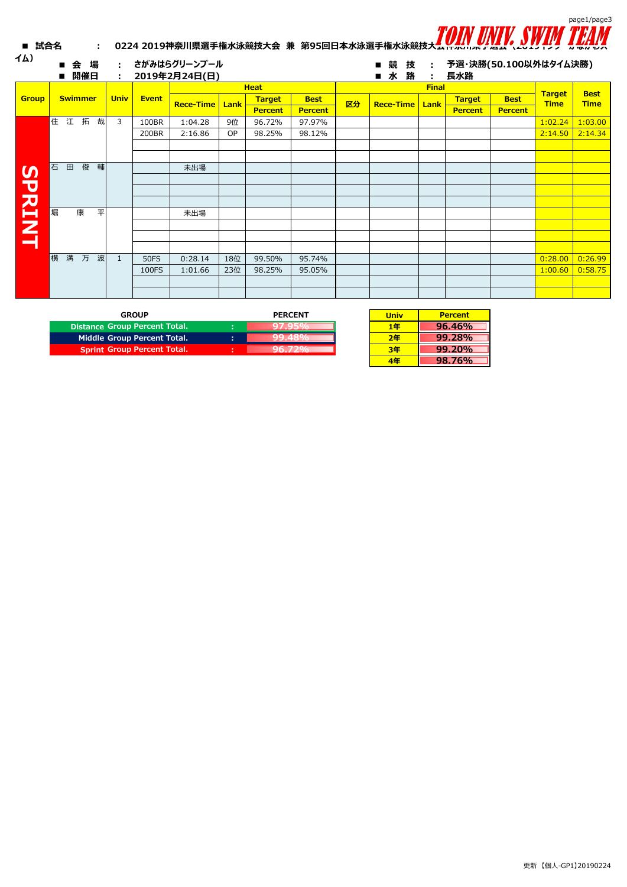**TOIN UNIV. SWIM TEAM**

■ 試合名　：　0224 2019神奈川県選手権水泳競技大会 兼 第95回日本水泳選手権水泳競技大会神奈川県予選会（2019ドリーム…かながわスイム）

■ 会 場　：　さがみはらグリーンプール　　　■ 競 技　：　予選・決勝(50.100以外はタイム決勝)

■ 開催日　：　2019年2月24日(日)　　　■ 水 路　：　長水路

| Group | Swimmer | Univ | Event | Heat | | | | Final | | | | | Target Time | Best Time |
|---|---|---|---|---|---|---|---|---|---|---|---|---|---|---|
| | | | | Rece-Time | Lank | Target Percent | Best Percent | 区分 | Rece-Time | Lank | Target Percent | Best Percent | | |
| SPRINT | 住 江 拓 哉 | 3 | 100BR | 1:04.28 | 9位 | 96.72% | 97.97% | | | | | | 1:02.24 | 1:03.00 |
| | | | 200BR | 2:16.86 | OP | 98.25% | 98.12% | | | | | | 2:14.50 | 2:14.34 |
| | 石 田 俊 輔 | | | 未出場 | | | | | | | | | | |
| | 堀 康 平 | | | 未出場 | | | | | | | | | | |
| | 横 溝 万 波 | 1 | 50FS | 0:28.14 | 18位 | 99.50% | 95.74% | | | | | | 0:28.00 | 0:26.99 |
| | | | 100FS | 1:01.66 | 23位 | 98.25% | 95.05% | | | | | | 1:00.60 | 0:58.75 |

| GROUP | | PERCENT |
|---|---|---|
| Distance Group Percent Total. | : | 97.95% |
| Middle Group Percent Total. | : | 99.48% |
| Sprint Group Percent Total. | : | 96.72% |

| Univ | Percent |
|---|---|
| 1年 | 96.46% |
| 2年 | 99.28% |
| 3年 | 99.20% |
| 4年 | 98.76% |

更新【個人-GP1】20190224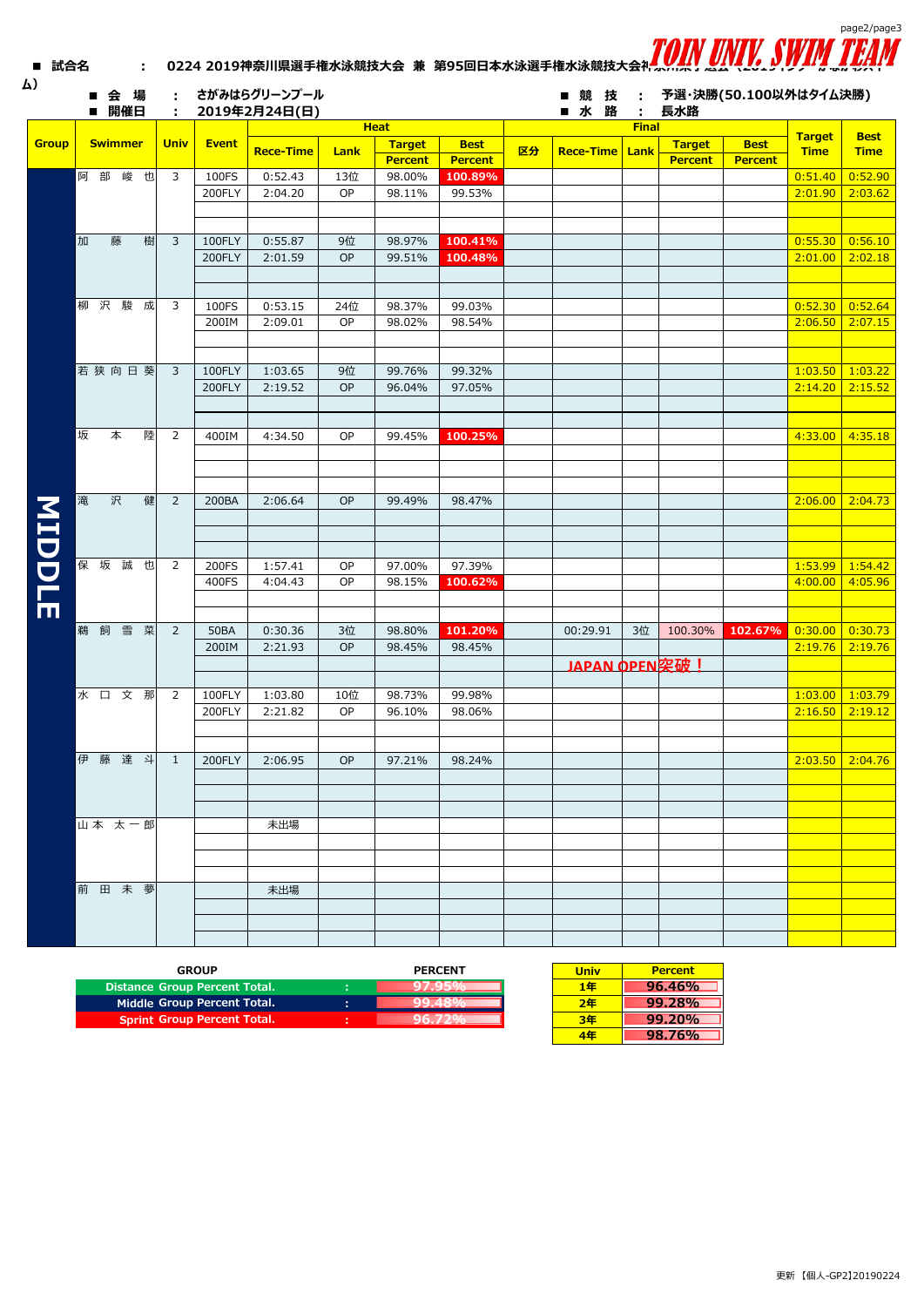■ 試合名 : 0224 2019神奈川県選手権水泳競技大会 兼 第95回日本水泳選手権水泳競技大会神奈川県予選会（2019ウィークエンドシリーズ）

TOIN UNIV. SWIM TEAM

■ 会 場 : さがみはらグリーンプール　　■ 競 技 : 予選・決勝(50.100以外はタイム決勝)

■ 開催日 : 2019年2月24日(日)　　■ 水 路 : 長水路

| Group | Swimmer | Univ | Event | Heat Rece-Time | Heat Lank | Heat Target Percent | Heat Best Percent | 区分 | Final Rece-Time | Final Lank | Final Target Percent | Final Best Percent | Target Time | Best Time |
|---|---|---|---|---|---|---|---|---|---|---|---|---|---|---|
| MIDDLE | 阿部峻也 | 3 | 100FS | 0:52.43 | 13位 | 98.00% | 100.89% | | | | | | 0:51.40 | 0:52.90 |
| | | | 200FLY | 2:04.20 | OP | 98.11% | 99.53% | | | | | | 2:01.90 | 2:03.62 |
| | 加藤樹 | 3 | 100FLY | 0:55.87 | 9位 | 98.97% | 100.41% | | | | | | 0:55.30 | 0:56.10 |
| | | | 200FLY | 2:01.59 | OP | 99.51% | 100.48% | | | | | | 2:01.00 | 2:02.18 |
| | 柳沢駿成 | 3 | 100FS | 0:53.15 | 24位 | 98.37% | 99.03% | | | | | | 0:52.30 | 0:52.64 |
| | | | 200IM | 2:09.01 | OP | 98.02% | 98.54% | | | | | | 2:06.50 | 2:07.15 |
| | 若狭向日葵 | 3 | 100FLY | 1:03.65 | 9位 | 99.76% | 99.32% | | | | | | 1:03.50 | 1:03.22 |
| | | | 200FLY | 2:19.52 | OP | 96.04% | 97.05% | | | | | | 2:14.20 | 2:15.52 |
| | 坂本陸 | 2 | 400IM | 4:34.50 | OP | 99.45% | 100.25% | | | | | | 4:33.00 | 4:35.18 |
| | 滝沢健 | 2 | 200BA | 2:06.64 | OP | 99.49% | 98.47% | | | | | | 2:06.00 | 2:04.73 |
| | 保坂誠也 | 2 | 200FS | 1:57.41 | OP | 97.00% | 97.39% | | | | | | 1:53.99 | 1:54.42 |
| | | | 400FS | 4:04.43 | OP | 98.15% | 100.62% | | | | | | 4:00.00 | 4:05.96 |
| | 鵜飼雪菜 | 2 | 50BA | 0:30.36 | 3位 | 98.80% | 101.20% | | 00:29.91 | 3位 | 100.30% | 102.67% | 0:30.00 | 0:30.73 |
| | | | 200IM | 2:21.93 | OP | 98.45% | 98.45% | | | | | | 2:19.76 | 2:19.76 |
| | | | | | | | | | JAPAN OPEN突破！ | | | | | |
| | 水口文那 | 2 | 100FLY | 1:03.80 | 10位 | 98.73% | 99.98% | | | | | | 1:03.00 | 1:03.79 |
| | | | 200FLY | 2:21.82 | OP | 96.10% | 98.06% | | | | | | 2:16.50 | 2:19.12 |
| | 伊藤達斗 | 1 | 200FLY | 2:06.95 | OP | 97.21% | 98.24% | | | | | | 2:03.50 | 2:04.76 |
| | 山本太一郎 | | | 未出場 | | | | | | | | | | |
| | 前田未夢 | | | 未出場 | | | | | | | | | | |

| GROUP | | PERCENT |
|---|---|---|
| Distance Group Percent Total. | : | 97.95% |
| Middle Group Percent Total. | : | 99.48% |
| Sprint Group Percent Total. | : | 96.72% |

| Univ | Percent |
|---|---|
| 1年 | 96.46% |
| 2年 | 99.28% |
| 3年 | 99.20% |
| 4年 | 98.76% |

更新【個人-GP2】20190224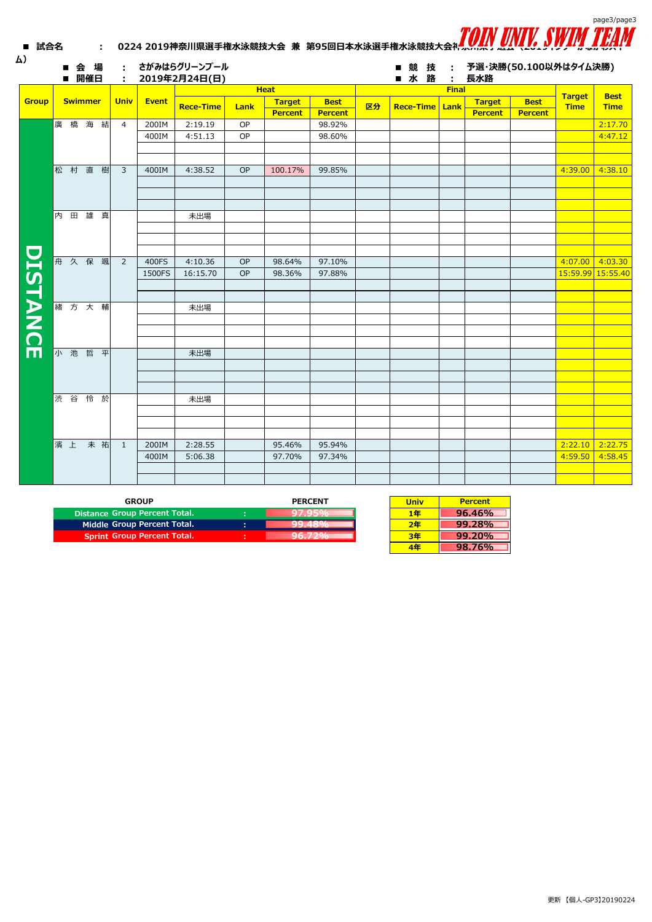■ 試合名　：　0224 2019神奈川県選手権水泳競技大会 兼 第95回日本水泳選手権水泳競技大会神奈川県予選会（2019ジャパンオープン）

TOIN UNIV. SWIM TEAM

■ 会 場　：　さがみはらグリーンプール
■ 開催日　：　2019年2月24日(日)

■ 競 技　：　予選・決勝(50.100以外はタイム決勝)
■ 水 路　：　長水路

| Group | Swimmer | Univ | Event | Heat | | | | Final | | | | | Target Time | Best Time |
|---|---|---|---|---|---|---|---|---|---|---|---|---|---|---|
| | | | | Rece-Time | Lank | Target Percent | Best Percent | 区分 | Rece-Time | Lank | Target Percent | Best Percent | | |
| DISTANCE | 廣 橋 海 結 | 4 | 200IM | 2:19.19 | OP | | 98.92% | | | | | | | 2:17.70 |
| | | | 400IM | 4:51.13 | OP | | 98.60% | | | | | | | 4:47.12 |
| | 松 村 直 樹 | 3 | 400IM | 4:38.52 | OP | 100.17% | 99.85% | | | | | | 4:39.00 | 4:38.10 |
| | 内 田 雄 真 | | | 未出場 | | | | | | | | | | |
| | 舟 久 保 颯 | 2 | 400FS | 4:10.36 | OP | 98.64% | 97.10% | | | | | | 4:07.00 | 4:03.30 |
| | | | 1500FS | 16:15.70 | OP | 98.36% | 97.88% | | | | | | 15:59.99 | 15:55.40 |
| | 緒 方 大 輔 | | | 未出場 | | | | | | | | | | |
| | 小 池 哲 平 | | | 未出場 | | | | | | | | | | |
| | 渋 谷 怜 於 | | | 未出場 | | | | | | | | | | |
| | 濱 上 未 祐 | 1 | 200IM | 2:28.55 | | 95.46% | 95.94% | | | | | | 2:22.10 | 2:22.75 |
| | | | 400IM | 5:06.38 | | 97.70% | 97.34% | | | | | | 4:59.50 | 4:58.45 |

| GROUP | | PERCENT |
|---|---|---|
| Distance Group Percent Total. | : | 97.95% |
| Middle Group Percent Total. | : | 99.48% |
| Sprint Group Percent Total. | : | 96.72% |

| Univ | Percent |
|---|---|
| 1年 | 96.46% |
| 2年 | 99.28% |
| 3年 | 99.20% |
| 4年 | 98.76% |

更新 【個人-GP3】20190224